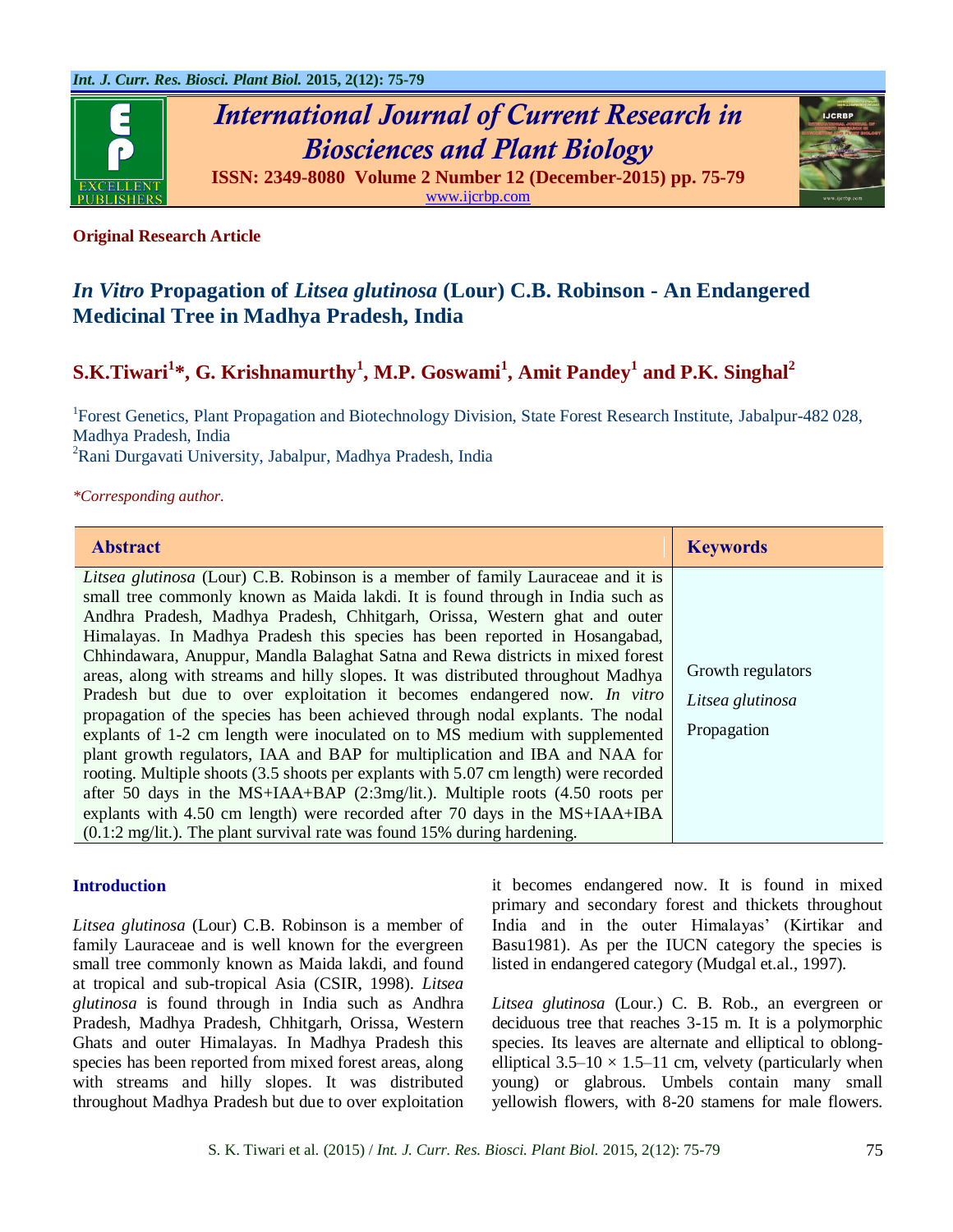**Original Research Article**

# *In Vitro* Propagation of *Litsea glutinosa* (Lour) C.B. Robinson - An Endangered Medicinal Tree in Madhya Pradesh, India

**S.K.Tiwari[1]\*, G. Krishnamurthy[1], M.P. Goswami[1], Amit Pandey[1] and P.K. Singhal[2]**

[1]Forest Genetics, Plant Propagation and Biotechnology Division, State Forest Research Institute, Jabalpur-482 028, Madhya Pradesh, India
[2]Rani Durgavati University, Jabalpur, Madhya Pradesh, India

*\*Corresponding author.*

| Abstract | Keywords |
|---|---|
| *Litsea glutinosa* (Lour) C.B. Robinson is a member of family Lauraceae and it is small tree commonly known as Maida lakdi. It is found through in India such as Andhra Pradesh, Madhya Pradesh, Chhitgarh, Orissa, Western ghat and outer Himalayas. In Madhya Pradesh this species has been reported in Hosangabad, Chhindawara, Anuppur, Mandla Balaghat Satna and Rewa districts in mixed forest areas, along with streams and hilly slopes. It was distributed throughout Madhya Pradesh but due to over exploitation it becomes endangered now. *In vitro* propagation of the species has been achieved through nodal explants. The nodal explants of 1-2 cm length were inoculated on to MS medium with supplemented plant growth regulators, IAA and BAP for multiplication and IBA and NAA for rooting. Multiple shoots (3.5 shoots per explants with 5.07 cm length) were recorded after 50 days in the MS+IAA+BAP (2:3mg/lit.). Multiple roots (4.50 roots per explants with 4.50 cm length) were recorded after 70 days in the MS+IAA+IBA (0.1:2 mg/lit.). The plant survival rate was found 15% during hardening. | Growth regulators<br>*Litsea glutinosa*<br>Propagation |

## Introduction

*Litsea glutinosa* (Lour) C.B. Robinson is a member of family Lauraceae and is well known for the evergreen small tree commonly known as Maida lakdi, and found at tropical and sub-tropical Asia (CSIR, 1998). *Litsea glutinosa* is found through in India such as Andhra Pradesh, Madhya Pradesh, Chhitgarh, Orissa, Western Ghats and outer Himalayas. In Madhya Pradesh this species has been reported from mixed forest areas, along with streams and hilly slopes. It was distributed throughout Madhya Pradesh but due to over exploitation it becomes endangered now. It is found in mixed primary and secondary forest and thickets throughout India and in the outer Himalayas' (Kirtikar and Basu1981). As per the IUCN category the species is listed in endangered category (Mudgal et.al., 1997).

*Litsea glutinosa* (Lour.) C. B. Rob., an evergreen or deciduous tree that reaches 3-15 m. It is a polymorphic species. Its leaves are alternate and elliptical to oblong-elliptical 3.5–10 × 1.5–11 cm, velvety (particularly when young) or glabrous. Umbels contain many small yellowish flowers, with 8-20 stamens for male flowers.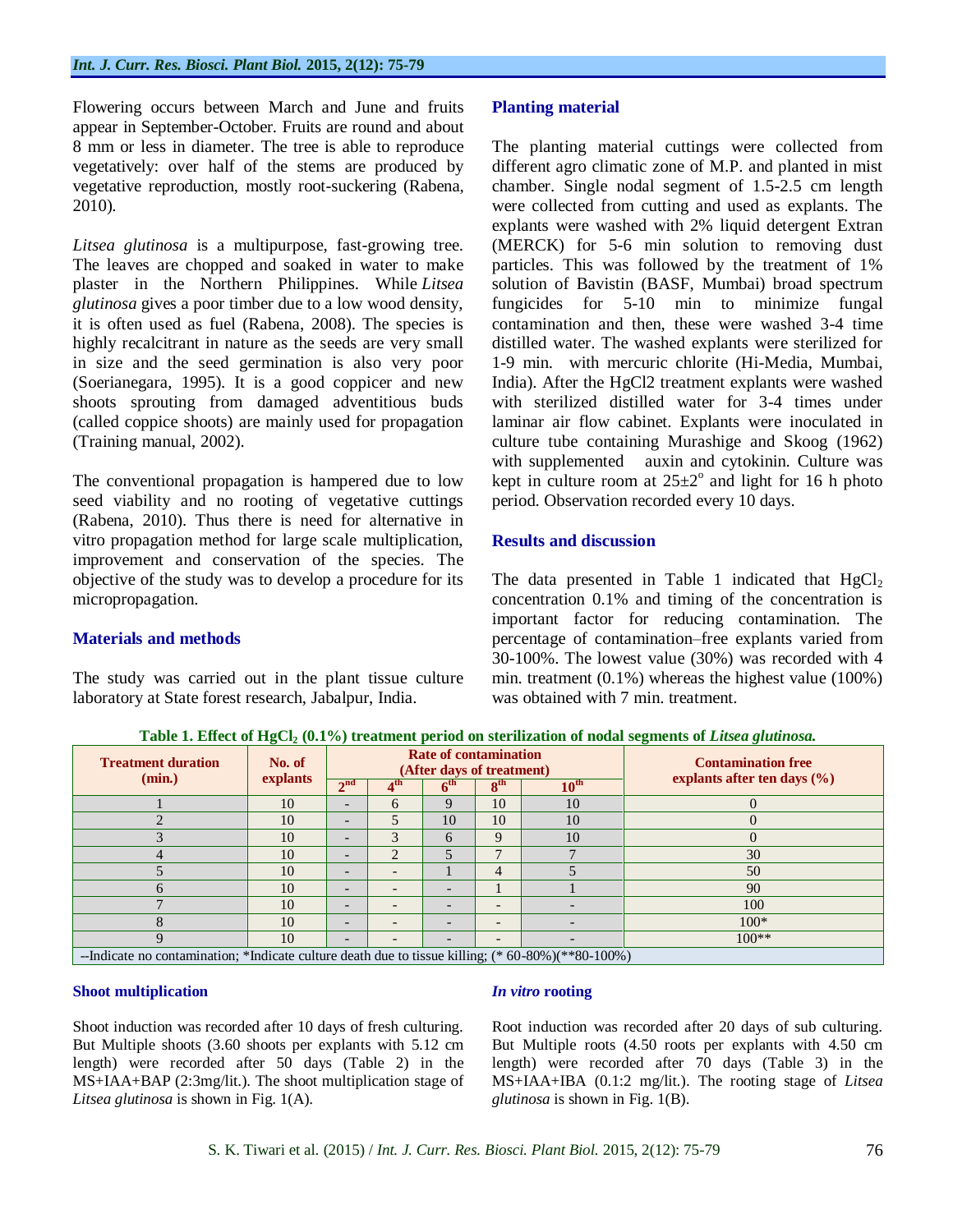Flowering occurs between March and June and fruits appear in September-October. Fruits are round and about 8 mm or less in diameter. The tree is able to reproduce vegetatively: over half of the stems are produced by vegetative reproduction, mostly root-suckering (Rabena, 2010).

*Litsea glutinosa* is a multipurpose, fast-growing tree. The leaves are chopped and soaked in water to make plaster in the Northern Philippines. While *Litsea glutinosa* gives a poor timber due to a low wood density, it is often used as fuel (Rabena, 2008). The species is highly recalcitrant in nature as the seeds are very small in size and the seed germination is also very poor (Soerianegara, 1995). It is a good coppicer and new shoots sprouting from damaged adventitious buds (called coppice shoots) are mainly used for propagation (Training manual, 2002).

The conventional propagation is hampered due to low seed viability and no rooting of vegetative cuttings (Rabena, 2010). Thus there is need for alternative in vitro propagation method for large scale multiplication, improvement and conservation of the species. The objective of the study was to develop a procedure for its micropropagation.

## Materials and methods

The study was carried out in the plant tissue culture laboratory at State forest research, Jabalpur, India.

### Planting material

The planting material cuttings were collected from different agro climatic zone of M.P. and planted in mist chamber. Single nodal segment of 1.5-2.5 cm length were collected from cutting and used as explants. The explants were washed with 2% liquid detergent Extran (MERCK) for 5-6 min solution to removing dust particles. This was followed by the treatment of 1% solution of Bavistin (BASF, Mumbai) broad spectrum fungicides for 5-10 min to minimize fungal contamination and then, these were washed 3-4 time distilled water. The washed explants were sterilized for 1-9 min. with mercuric chlorite (Hi-Media, Mumbai, India). After the HgCl2 treatment explants were washed with sterilized distilled water for 3-4 times under laminar air flow cabinet. Explants were inoculated in culture tube containing Murashige and Skoog (1962) with supplemented auxin and cytokinin. Culture was kept in culture room at 25±2° and light for 16 h photo period. Observation recorded every 10 days.

## Results and discussion

The data presented in Table 1 indicated that $HgCl_2$ concentration 0.1% and timing of the concentration is important factor for reducing contamination. The percentage of contamination–free explants varied from 30-100%. The lowest value (30%) was recorded with 4 min. treatment (0.1%) whereas the highest value (100%) was obtained with 7 min. treatment.

**Table 1. Effect of $HgCl_2$ (0.1%) treatment period on sterilization of nodal segments of *Litsea glutinosa*.**

| Treatment duration (min.) | No. of explants | Rate of contamination (After days of treatment) | | | | | Contamination free explants after ten days (%) |
|---|---|---|---|---|---|---|---|
| | | 2nd | 4th | 6th | 8th | 10th | |
| 1 | 10 | - | 6 | 9 | 10 | 10 | 0 |
| 2 | 10 | - | 5 | 10 | 10 | 10 | 0 |
| 3 | 10 | - | 3 | 6 | 9 | 10 | 0 |
| 4 | 10 | - | 2 | 5 | 7 | 7 | 30 |
| 5 | 10 | - | - | 1 | 4 | 5 | 50 |
| 6 | 10 | - | - | - | 1 | 1 | 90 |
| 7 | 10 | - | - | - | - | - | 100 |
| 8 | 10 | - | - | - | - | - | 100* |
| 9 | 10 | - | - | - | - | - | 100** |

--Indicate no contamination; *Indicate culture death due to tissue killing; (* 60-80%)(**80-100%)

### Shoot multiplication

Shoot induction was recorded after 10 days of fresh culturing. But Multiple shoots (3.60 shoots per explants with 5.12 cm length) were recorded after 50 days (Table 2) in the MS+IAA+BAP (2:3mg/lit.). The shoot multiplication stage of *Litsea glutinosa* is shown in Fig. 1(A).

### *In vitro* rooting

Root induction was recorded after 20 days of sub culturing. But Multiple roots (4.50 roots per explants with 4.50 cm length) were recorded after 70 days (Table 3) in the MS+IAA+IBA (0.1:2 mg/lit.). The rooting stage of *Litsea glutinosa* is shown in Fig. 1(B).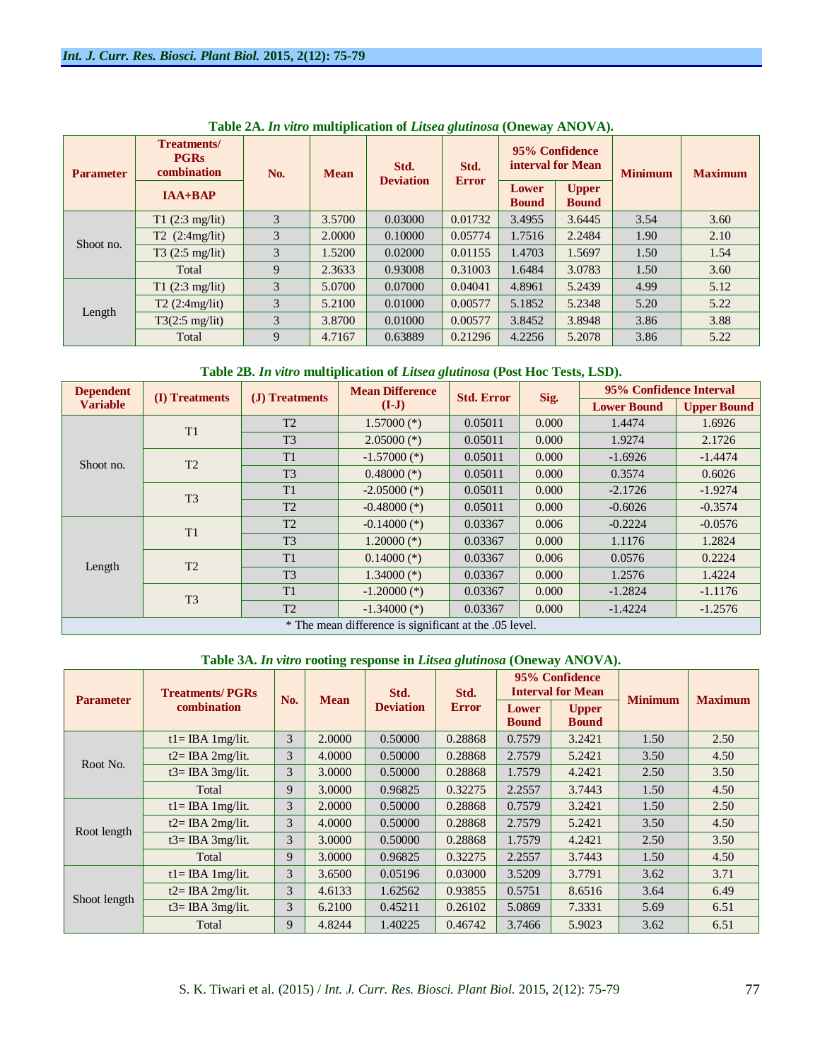**Table 2A.** ***In vitro*** **multiplication of** ***Litsea glutinosa*** **(Oneway ANOVA).**

| Parameter | Treatments/ PGRs combination IAA+BAP | No. | Mean | Std. Deviation | Std. Error | 95% Confidence interval for Mean | | Minimum | Maximum |
|---|---|---|---|---|---|---|---|---|---|
| | | | | | | Lower Bound | Upper Bound | | |
| Shoot no. | T1 (2:3 mg/lit) | 3 | 3.5700 | 0.03000 | 0.01732 | 3.4955 | 3.6445 | 3.54 | 3.60 |
| | T2 (2:4mg/lit) | 3 | 2.0000 | 0.10000 | 0.05774 | 1.7516 | 2.2484 | 1.90 | 2.10 |
| | T3 (2:5 mg/lit) | 3 | 1.5200 | 0.02000 | 0.01155 | 1.4703 | 1.5697 | 1.50 | 1.54 |
| | Total | 9 | 2.3633 | 0.93008 | 0.31003 | 1.6484 | 3.0783 | 1.50 | 3.60 |
| Length | T1 (2:3 mg/lit) | 3 | 5.0700 | 0.07000 | 0.04041 | 4.8961 | 5.2439 | 4.99 | 5.12 |
| | T2 (2:4mg/lit) | 3 | 5.2100 | 0.01000 | 0.00577 | 5.1852 | 5.2348 | 5.20 | 5.22 |
| | T3(2:5 mg/lit) | 3 | 3.8700 | 0.01000 | 0.00577 | 3.8452 | 3.8948 | 3.86 | 3.88 |
| | Total | 9 | 4.7167 | 0.63889 | 0.21296 | 4.2256 | 5.2078 | 3.86 | 5.22 |

**Table 2B.** ***In vitro*** **multiplication of** ***Litsea glutinosa*** **(Post Hoc Tests, LSD).**

| Dependent Variable | (I) Treatments | (J) Treatments | Mean Difference (I-J) | Std. Error | Sig. | 95% Confidence Interval | |
|---|---|---|---|---|---|---|---|
| | | | | | | Lower Bound | Upper Bound |
| Shoot no. | T1 | T2 | 1.57000 (*) | 0.05011 | 0.000 | 1.4474 | 1.6926 |
| | | T3 | 2.05000 (*) | 0.05011 | 0.000 | 1.9274 | 2.1726 |
| | T2 | T1 | -1.57000 (*) | 0.05011 | 0.000 | -1.6926 | -1.4474 |
| | | T3 | 0.48000 (*) | 0.05011 | 0.000 | 0.3574 | 0.6026 |
| | T3 | T1 | -2.05000 (*) | 0.05011 | 0.000 | -2.1726 | -1.9274 |
| | | T2 | -0.48000 (*) | 0.05011 | 0.000 | -0.6026 | -0.3574 |
| Length | T1 | T2 | -0.14000 (*) | 0.03367 | 0.006 | -0.2224 | -0.0576 |
| | | T3 | 1.20000 (*) | 0.03367 | 0.000 | 1.1176 | 1.2824 |
| | T2 | T1 | 0.14000 (*) | 0.03367 | 0.006 | 0.0576 | 0.2224 |
| | | T3 | 1.34000 (*) | 0.03367 | 0.000 | 1.2576 | 1.4224 |
| | T3 | T1 | -1.20000 (*) | 0.03367 | 0.000 | -1.2824 | -1.1176 |
| | | T2 | -1.34000 (*) | 0.03367 | 0.000 | -1.4224 | -1.2576 |

* The mean difference is significant at the .05 level.

**Table 3A.** ***In vitro*** **rooting response in** ***Litsea glutinosa*** **(Oneway ANOVA).**

| Parameter | Treatments/ PGRs combination | No. | Mean | Std. Deviation | Std. Error | 95% Confidence Interval for Mean | | Minimum | Maximum |
|---|---|---|---|---|---|---|---|---|---|
| | | | | | | Lower Bound | Upper Bound | | |
| Root No. | t1= IBA 1mg/lit. | 3 | 2.0000 | 0.50000 | 0.28868 | 0.7579 | 3.2421 | 1.50 | 2.50 |
| | t2= IBA 2mg/lit. | 3 | 4.0000 | 0.50000 | 0.28868 | 2.7579 | 5.2421 | 3.50 | 4.50 |
| | t3= IBA 3mg/lit. | 3 | 3.0000 | 0.50000 | 0.28868 | 1.7579 | 4.2421 | 2.50 | 3.50 |
| | Total | 9 | 3.0000 | 0.96825 | 0.32275 | 2.2557 | 3.7443 | 1.50 | 4.50 |
| Root length | t1= IBA 1mg/lit. | 3 | 2.0000 | 0.50000 | 0.28868 | 0.7579 | 3.2421 | 1.50 | 2.50 |
| | t2= IBA 2mg/lit. | 3 | 4.0000 | 0.50000 | 0.28868 | 2.7579 | 5.2421 | 3.50 | 4.50 |
| | t3= IBA 3mg/lit. | 3 | 3.0000 | 0.50000 | 0.28868 | 1.7579 | 4.2421 | 2.50 | 3.50 |
| | Total | 9 | 3.0000 | 0.96825 | 0.32275 | 2.2557 | 3.7443 | 1.50 | 4.50 |
| Shoot length | t1= IBA 1mg/lit. | 3 | 3.6500 | 0.05196 | 0.03000 | 3.5209 | 3.7791 | 3.62 | 3.71 |
| | t2= IBA 2mg/lit. | 3 | 4.6133 | 1.62562 | 0.93855 | 0.5751 | 8.6516 | 3.64 | 6.49 |
| | t3= IBA 3mg/lit. | 3 | 6.2100 | 0.45211 | 0.26102 | 5.0869 | 7.3331 | 5.69 | 6.51 |
| | Total | 9 | 4.8244 | 1.40225 | 0.46742 | 3.7466 | 5.9023 | 3.62 | 6.51 |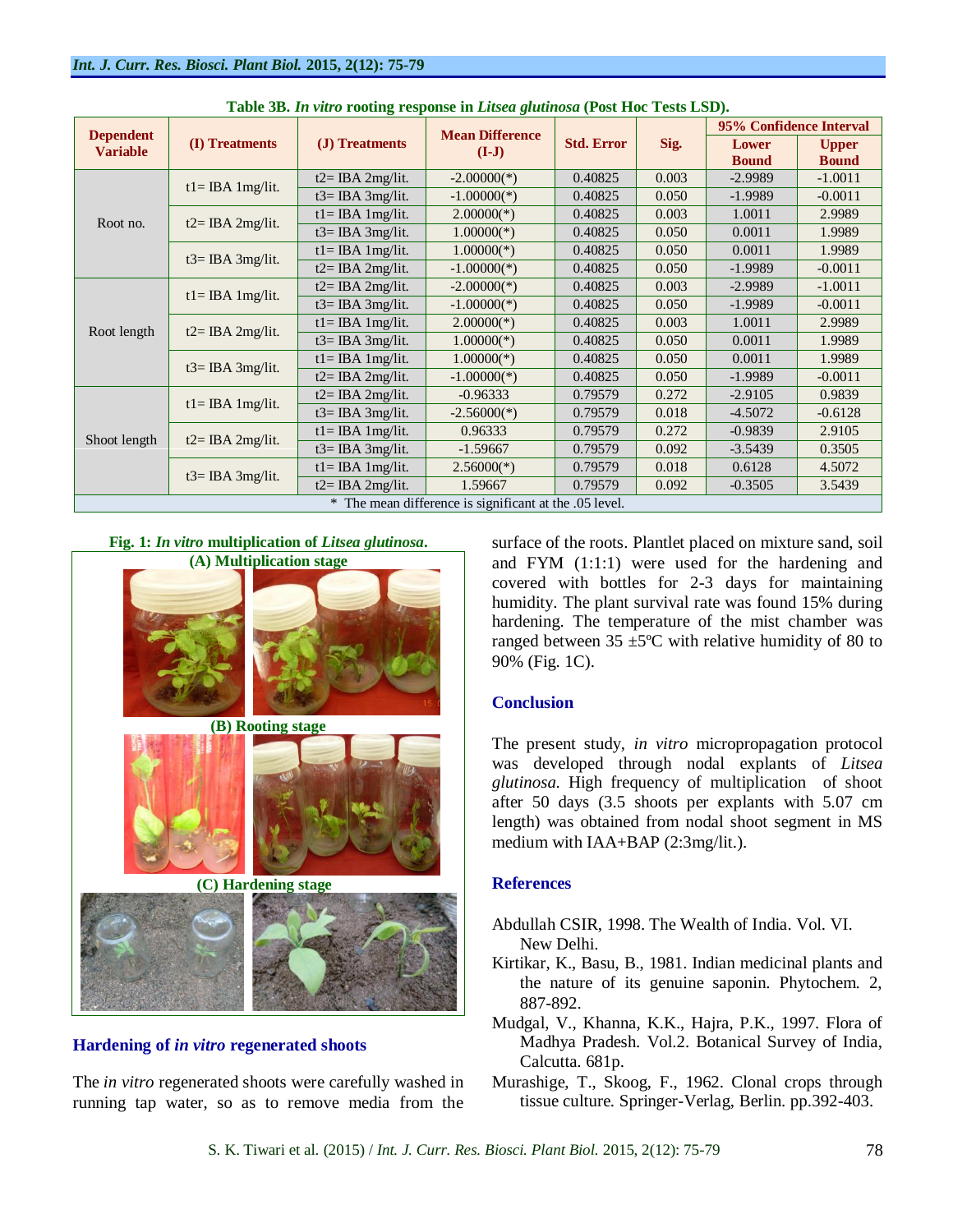**Table 3B.** *In vitro* **rooting response in** *Litsea glutinosa* **(Post Hoc Tests LSD).**

| Dependent Variable | (I) Treatments | (J) Treatments | Mean Difference (I-J) | Std. Error | Sig. | 95% Confidence Interval | |
|---|---|---|---|---|---|---|---|
| | | | | | | Lower Bound | Upper Bound |
| Root no. | t1= IBA 1mg/lit. | t2= IBA 2mg/lit. | -2.00000(*) | 0.40825 | 0.003 | -2.9989 | -1.0011 |
| | | t3= IBA 3mg/lit. | -1.00000(*) | 0.40825 | 0.050 | -1.9989 | -0.0011 |
| | t2= IBA 2mg/lit. | t1= IBA 1mg/lit. | 2.00000(*) | 0.40825 | 0.003 | 1.0011 | 2.9989 |
| | | t3= IBA 3mg/lit. | 1.00000(*) | 0.40825 | 0.050 | 0.0011 | 1.9989 |
| | t3= IBA 3mg/lit. | t1= IBA 1mg/lit. | 1.00000(*) | 0.40825 | 0.050 | 0.0011 | 1.9989 |
| | | t2= IBA 2mg/lit. | -1.00000(*) | 0.40825 | 0.050 | -1.9989 | -0.0011 |
| Root length | t1= IBA 1mg/lit. | t2= IBA 2mg/lit. | -2.00000(*) | 0.40825 | 0.003 | -2.9989 | -1.0011 |
| | | t3= IBA 3mg/lit. | -1.00000(*) | 0.40825 | 0.050 | -1.9989 | -0.0011 |
| | t2= IBA 2mg/lit. | t1= IBA 1mg/lit. | 2.00000(*) | 0.40825 | 0.003 | 1.0011 | 2.9989 |
| | | t3= IBA 3mg/lit. | 1.00000(*) | 0.40825 | 0.050 | 0.0011 | 1.9989 |
| | t3= IBA 3mg/lit. | t1= IBA 1mg/lit. | 1.00000(*) | 0.40825 | 0.050 | 0.0011 | 1.9989 |
| | | t2= IBA 2mg/lit. | -1.00000(*) | 0.40825 | 0.050 | -1.9989 | -0.0011 |
| Shoot length | t1= IBA 1mg/lit. | t2= IBA 2mg/lit. | -0.96333 | 0.79579 | 0.272 | -2.9105 | 0.9839 |
| | | t3= IBA 3mg/lit. | -2.56000(*) | 0.79579 | 0.018 | -4.5072 | -0.6128 |
| | t2= IBA 2mg/lit. | t1= IBA 1mg/lit. | 0.96333 | 0.79579 | 0.272 | -0.9839 | 2.9105 |
| | | t3= IBA 3mg/lit. | -1.59667 | 0.79579 | 0.092 | -3.5439 | 0.3505 |
| | t3= IBA 3mg/lit. | t1= IBA 1mg/lit. | 2.56000(*) | 0.79579 | 0.018 | 0.6128 | 4.5072 |
| | | t2= IBA 2mg/lit. | 1.59667 | 0.79579 | 0.092 | -0.3505 | 3.5439 |

\* The mean difference is significant at the .05 level.

**Fig. 1:** *In vitro* **multiplication of** *Litsea glutinosa***.**

**(A) Multiplication stage**

**(B) Rooting stage**

**(C) Hardening stage**

## Hardening of *in vitro* regenerated shoots

The *in vitro* regenerated shoots were carefully washed in running tap water, so as to remove media from the surface of the roots. Plantlet placed on mixture sand, soil and FYM (1:1:1) were used for the hardening and covered with bottles for 2-3 days for maintaining humidity. The plant survival rate was found 15% during hardening. The temperature of the mist chamber was ranged between 35 ±5ºC with relative humidity of 80 to 90% (Fig. 1C).

## Conclusion

The present study, *in vitro* micropropagation protocol was developed through nodal explants of *Litsea glutinosa*. High frequency of multiplication of shoot after 50 days (3.5 shoots per explants with 5.07 cm length) was obtained from nodal shoot segment in MS medium with IAA+BAP (2:3mg/lit.).

## References

Abdullah CSIR, 1998. The Wealth of India. Vol. VI. New Delhi.

Kirtikar, K., Basu, B., 1981. Indian medicinal plants and the nature of its genuine saponin. Phytochem. 2, 887-892.

Mudgal, V., Khanna, K.K., Hajra, P.K., 1997. Flora of Madhya Pradesh. Vol.2. Botanical Survey of India, Calcutta. 681p.

Murashige, T., Skoog, F., 1962. Clonal crops through tissue culture. Springer-Verlag, Berlin. pp.392-403.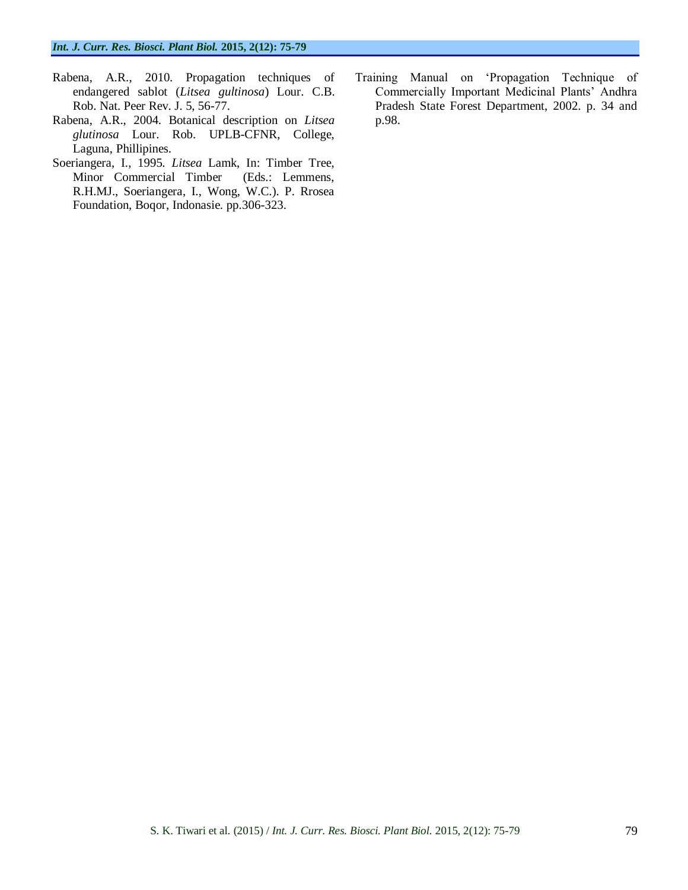Rabena, A.R., 2010. Propagation techniques of endangered sablot (*Litsea gultinosa*) Lour. C.B. Rob. Nat. Peer Rev. J. 5, 56-77.

Rabena, A.R., 2004. Botanical description on *Litsea glutinosa* Lour. Rob. UPLB-CFNR, College, Laguna, Phillipines.

Soeriangera, I., 1995. *Litsea* Lamk, In: Timber Tree, Minor Commercial Timber (Eds.: Lemmens, R.H.MJ., Soeriangera, I., Wong, W.C.). P. Rrosea Foundation, Boqor, Indonasie. pp.306-323.

Training Manual on 'Propagation Technique of Commercially Important Medicinal Plants' Andhra Pradesh State Forest Department, 2002. p. 34 and p.98.